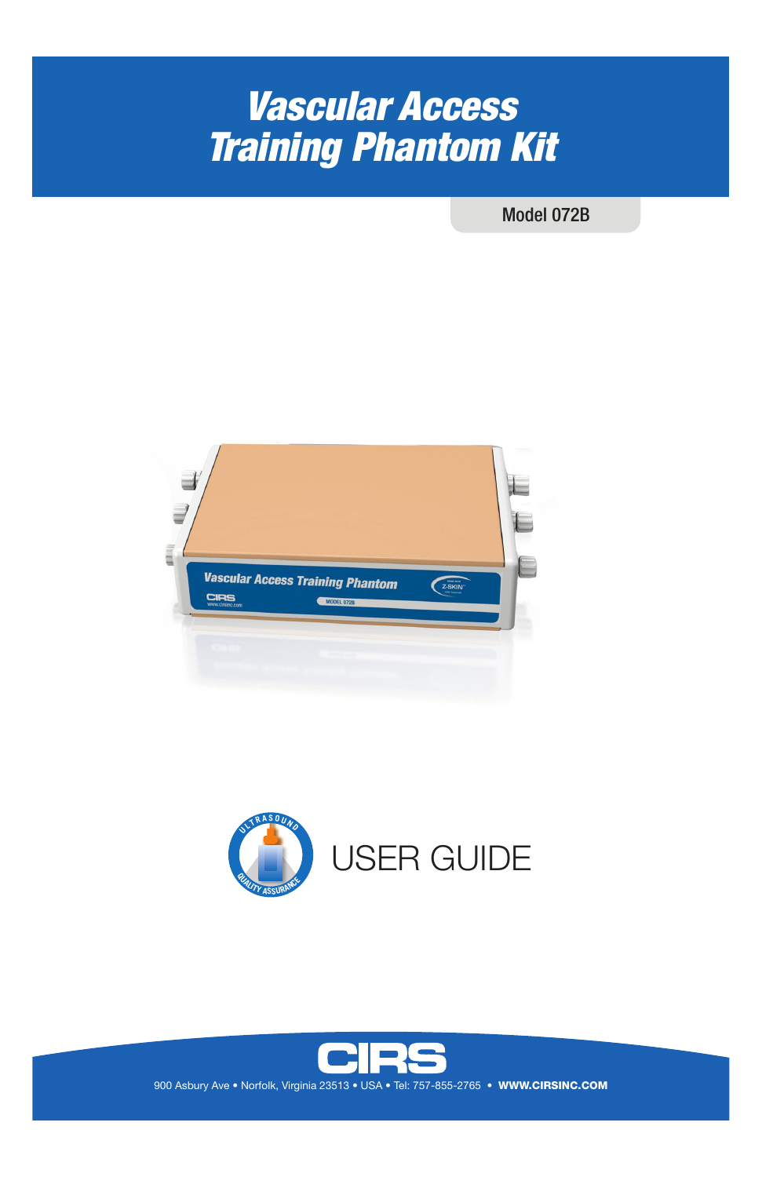# Vascular Access Training Phantom Kit

Model 072B

USER GUIDE

CIRS

900 Asbury Ave • Norfolk, Virginia 23513 • USA • Tel: 757-855-2765 • **WWW.CIRSINC.COM**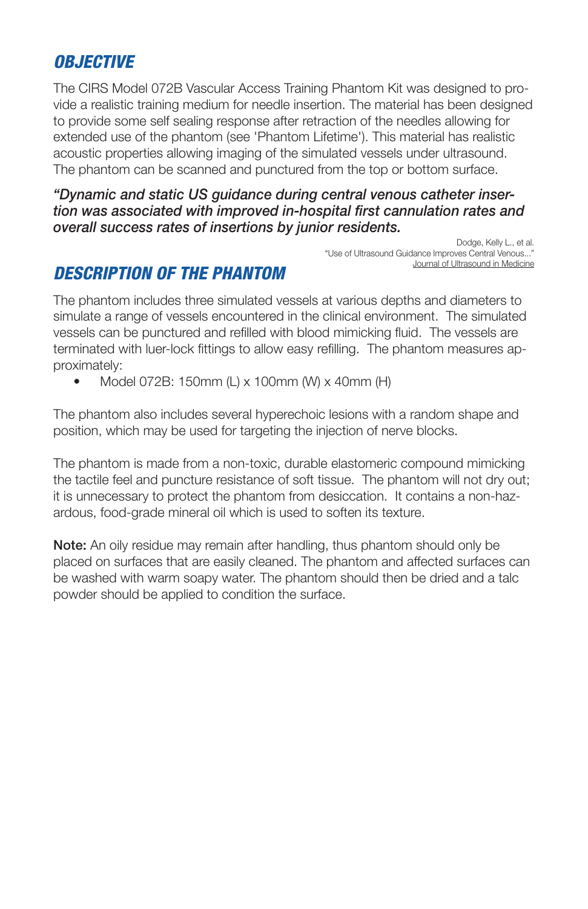## *OBJECTIVE*

The CIRS Model 072B Vascular Access Training Phantom Kit was designed to provide a realistic training medium for needle insertion. The material has been designed to provide some self sealing response after retraction of the needles allowing for extended use of the phantom (see 'Phantom Lifetime'). This material has realistic acoustic properties allowing imaging of the simulated vessels under ultrasound. The phantom can be scanned and punctured from the top or bottom surface.

***"Dynamic and static US guidance during central venous catheter insertion was associated with improved in-hospital first cannulation rates and overall success rates of insertions by junior residents.***

Dodge, Kelly L., et al.
"Use of Ultrasound Guidance Improves Central Venous..."
Journal of Ultrasound in Medicine

## *DESCRIPTION OF THE PHANTOM*

The phantom includes three simulated vessels at various depths and diameters to simulate a range of vessels encountered in the clinical environment. The simulated vessels can be punctured and refilled with blood mimicking fluid. The vessels are terminated with luer-lock fittings to allow easy refilling. The phantom measures approximately:

- Model 072B: 150mm (L) x 100mm (W) x 40mm (H)

The phantom also includes several hyperechoic lesions with a random shape and position, which may be used for targeting the injection of nerve blocks.

The phantom is made from a non-toxic, durable elastomeric compound mimicking the tactile feel and puncture resistance of soft tissue. The phantom will not dry out; it is unnecessary to protect the phantom from desiccation. It contains a non-hazardous, food-grade mineral oil which is used to soften its texture.

**Note:** An oily residue may remain after handling, thus phantom should only be placed on surfaces that are easily cleaned. The phantom and affected surfaces can be washed with warm soapy water. The phantom should then be dried and a talc powder should be applied to condition the surface.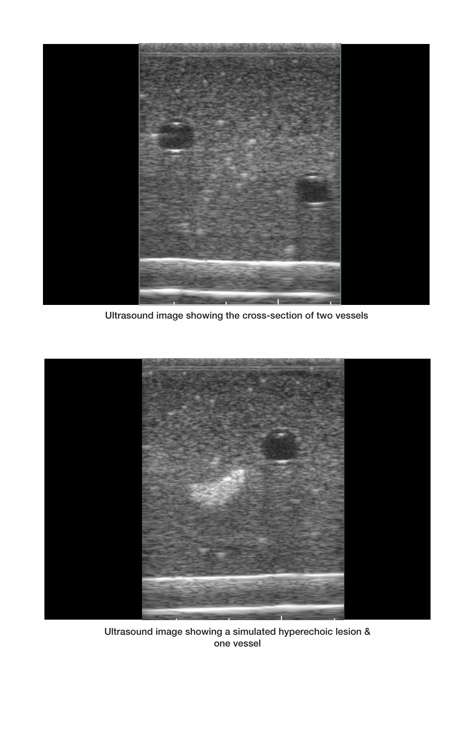Ultrasound image showing the cross-section of two vessels

Ultrasound image showing a simulated hyperechoic lesion & one vessel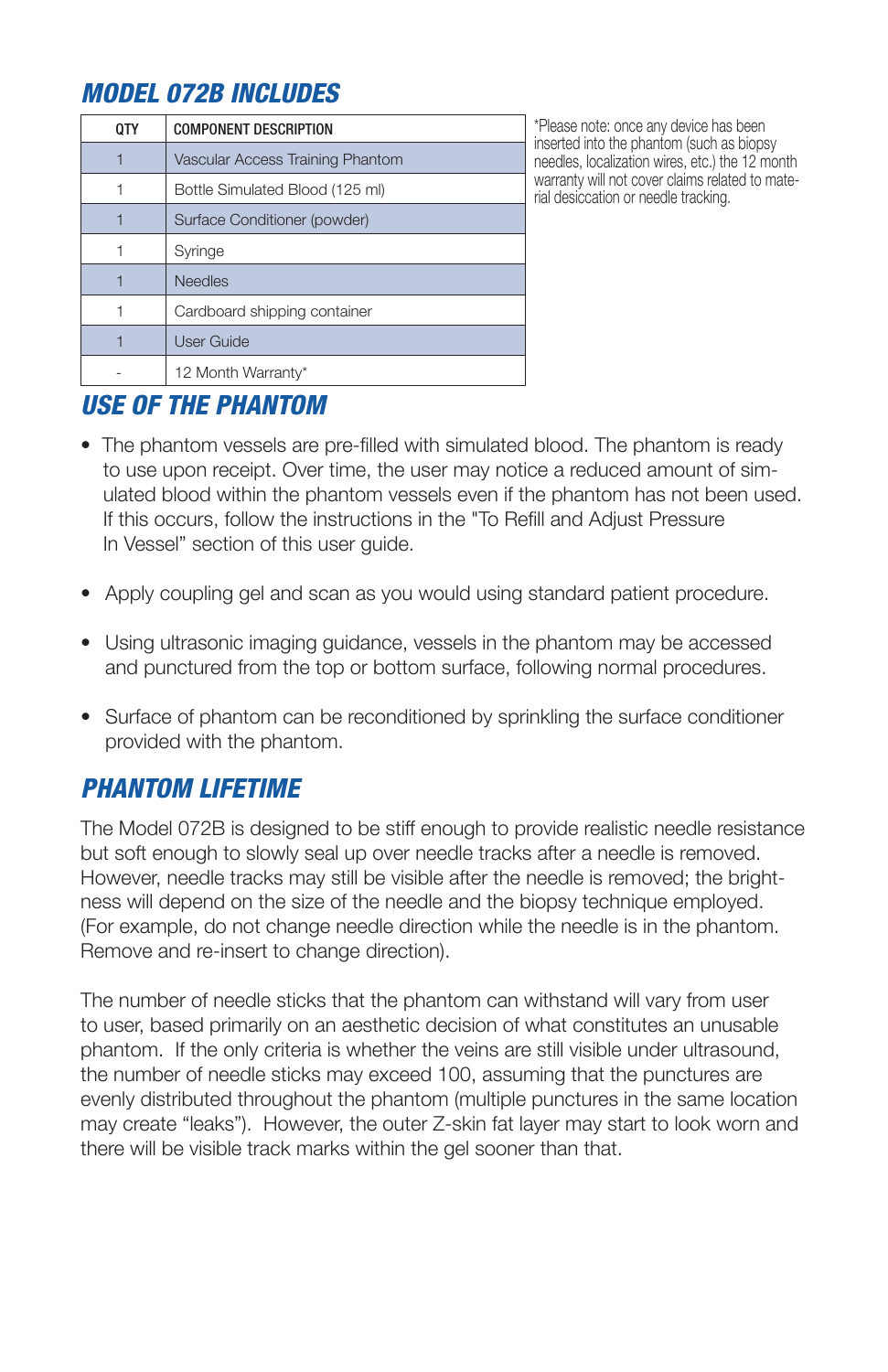## MODEL 072B INCLUDES

| QTY | COMPONENT DESCRIPTION |
|---|---|
| 1 | Vascular Access Training Phantom |
| 1 | Bottle Simulated Blood (125 ml) |
| 1 | Surface Conditioner (powder) |
| 1 | Syringe |
| 1 | Needles |
| 1 | Cardboard shipping container |
| 1 | User Guide |
| - | 12 Month Warranty* |

*Please note: once any device has been inserted into the phantom (such as biopsy needles, localization wires, etc.) the 12 month warranty will not cover claims related to material desiccation or needle tracking.

## USE OF THE PHANTOM

- The phantom vessels are pre-filled with simulated blood. The phantom is ready to use upon receipt. Over time, the user may notice a reduced amount of simulated blood within the phantom vessels even if the phantom has not been used. If this occurs, follow the instructions in the "To Refill and Adjust Pressure In Vessel" section of this user guide.
- Apply coupling gel and scan as you would using standard patient procedure.
- Using ultrasonic imaging guidance, vessels in the phantom may be accessed and punctured from the top or bottom surface, following normal procedures.
- Surface of phantom can be reconditioned by sprinkling the surface conditioner provided with the phantom.

## PHANTOM LIFETIME

The Model 072B is designed to be stiff enough to provide realistic needle resistance but soft enough to slowly seal up over needle tracks after a needle is removed. However, needle tracks may still be visible after the needle is removed; the brightness will depend on the size of the needle and the biopsy technique employed. (For example, do not change needle direction while the needle is in the phantom. Remove and re-insert to change direction).

The number of needle sticks that the phantom can withstand will vary from user to user, based primarily on an aesthetic decision of what constitutes an unusable phantom. If the only criteria is whether the veins are still visible under ultrasound, the number of needle sticks may exceed 100, assuming that the punctures are evenly distributed throughout the phantom (multiple punctures in the same location may create "leaks"). However, the outer Z-skin fat layer may start to look worn and there will be visible track marks within the gel sooner than that.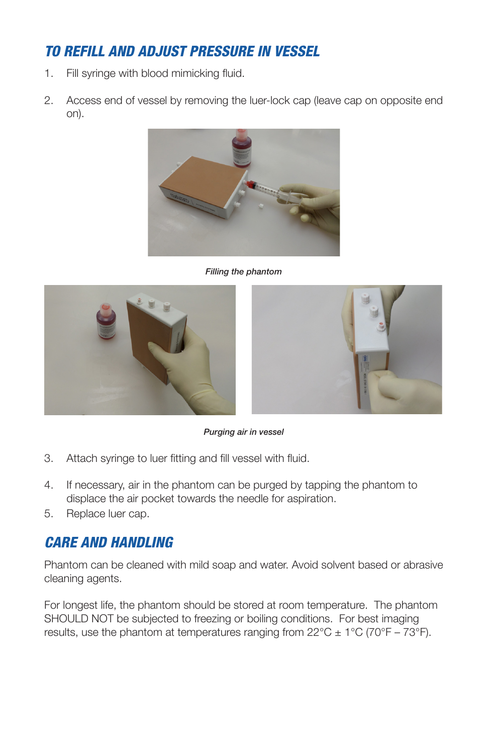## TO REFILL AND ADJUST PRESSURE IN VESSEL

1. Fill syringe with blood mimicking fluid.

2. Access end of vessel by removing the luer-lock cap (leave cap on opposite end on).

*Filling the phantom*

*Purging air in vessel*

3. Attach syringe to luer fitting and fill vessel with fluid.

4. If necessary, air in the phantom can be purged by tapping the phantom to displace the air pocket towards the needle for aspiration.
5. Replace luer cap.

## CARE AND HANDLING

Phantom can be cleaned with mild soap and water. Avoid solvent based or abrasive cleaning agents.

For longest life, the phantom should be stored at room temperature. The phantom SHOULD NOT be subjected to freezing or boiling conditions. For best imaging results, use the phantom at temperatures ranging from 22°C ± 1°C (70°F – 73°F).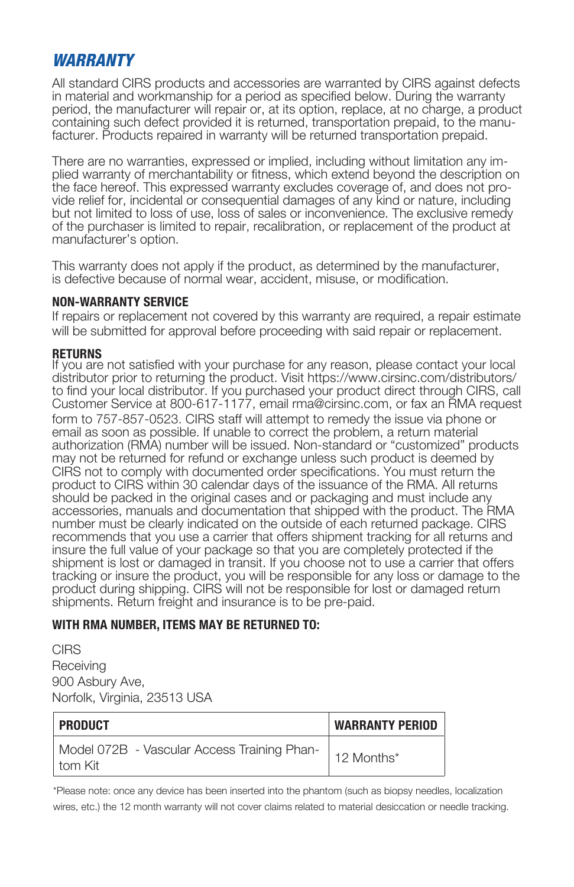## *WARRANTY*

All standard CIRS products and accessories are warranted by CIRS against defects in material and workmanship for a period as specified below. During the warranty period, the manufacturer will repair or, at its option, replace, at no charge, a product containing such defect provided it is returned, transportation prepaid, to the manufacturer. Products repaired in warranty will be returned transportation prepaid.

There are no warranties, expressed or implied, including without limitation any implied warranty of merchantability or fitness, which extend beyond the description on the face hereof. This expressed warranty excludes coverage of, and does not provide relief for, incidental or consequential damages of any kind or nature, including but not limited to loss of use, loss of sales or inconvenience. The exclusive remedy of the purchaser is limited to repair, recalibration, or replacement of the product at manufacturer's option.

This warranty does not apply if the product, as determined by the manufacturer, is defective because of normal wear, accident, misuse, or modification.

**NON-WARRANTY SERVICE**

If repairs or replacement not covered by this warranty are required, a repair estimate will be submitted for approval before proceeding with said repair or replacement.

**RETURNS**

If you are not satisfied with your purchase for any reason, please contact your local distributor prior to returning the product. Visit https://www.cirsinc.com/distributors/ to find your local distributor. If you purchased your product direct through CIRS, call Customer Service at 800-617-1177, email rma@cirsinc.com, or fax an RMA request form to 757-857-0523. CIRS staff will attempt to remedy the issue via phone or email as soon as possible. If unable to correct the problem, a return material authorization (RMA) number will be issued. Non-standard or "customized" products may not be returned for refund or exchange unless such product is deemed by CIRS not to comply with documented order specifications. You must return the product to CIRS within 30 calendar days of the issuance of the RMA. All returns should be packed in the original cases and or packaging and must include any accessories, manuals and documentation that shipped with the product. The RMA number must be clearly indicated on the outside of each returned package. CIRS recommends that you use a carrier that offers shipment tracking for all returns and insure the full value of your package so that you are completely protected if the shipment is lost or damaged in transit. If you choose not to use a carrier that offers tracking or insure the product, you will be responsible for any loss or damage to the product during shipping. CIRS will not be responsible for lost or damaged return shipments. Return freight and insurance is to be pre-paid.

**WITH RMA NUMBER, ITEMS MAY BE RETURNED TO:**

CIRS
Receiving
900 Asbury Ave,
Norfolk, Virginia, 23513 USA

| PRODUCT | WARRANTY PERIOD |
|---|---|
| Model 072B - Vascular Access Training Phantom Kit | 12 Months* |

*Please note: once any device has been inserted into the phantom (such as biopsy needles, localization wires, etc.) the 12 month warranty will not cover claims related to material desiccation or needle tracking.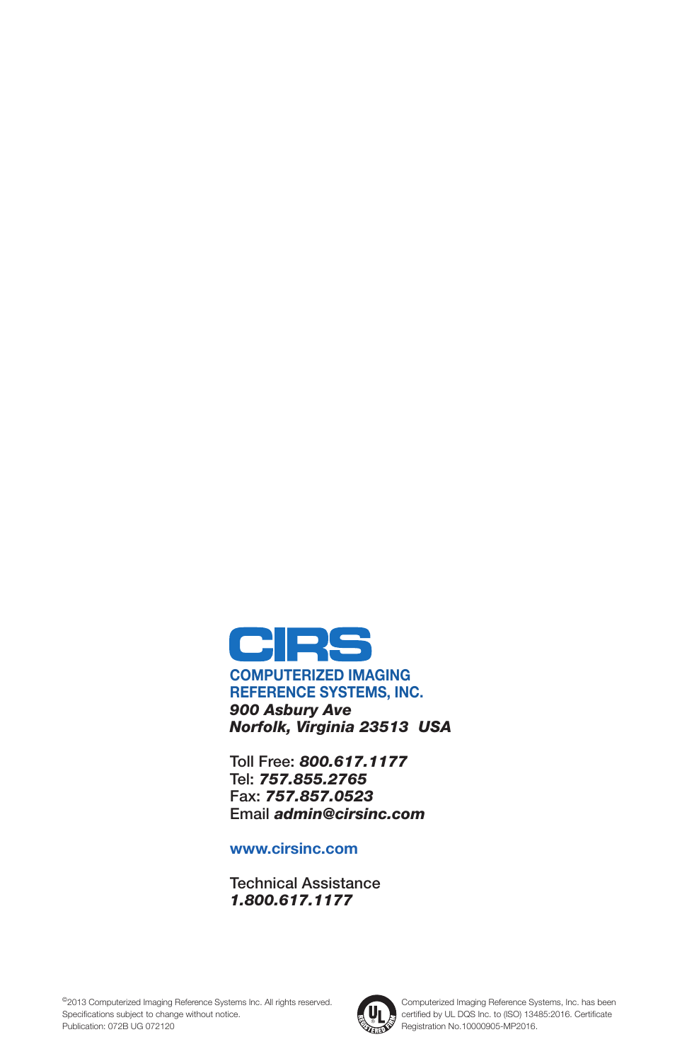CIRS

**COMPUTERIZED IMAGING REFERENCE SYSTEMS, INC.**
***900 Asbury Ave***
***Norfolk, Virginia 23513  USA***

Toll Free: ***800.617.1177***
Tel: ***757.855.2765***
Fax: ***757.857.0523***
Email ***admin@cirsinc.com***

**www.cirsinc.com**

Technical Assistance
***1.800.617.1177***

©2013 Computerized Imaging Reference Systems Inc. All rights reserved.
Specifications subject to change without notice.
Publication: 072B UG 072120

Computerized Imaging Reference Systems, Inc. has been certified by UL DQS Inc. to (ISO) 13485:2016. Certificate Registration No.10000905-MP2016.